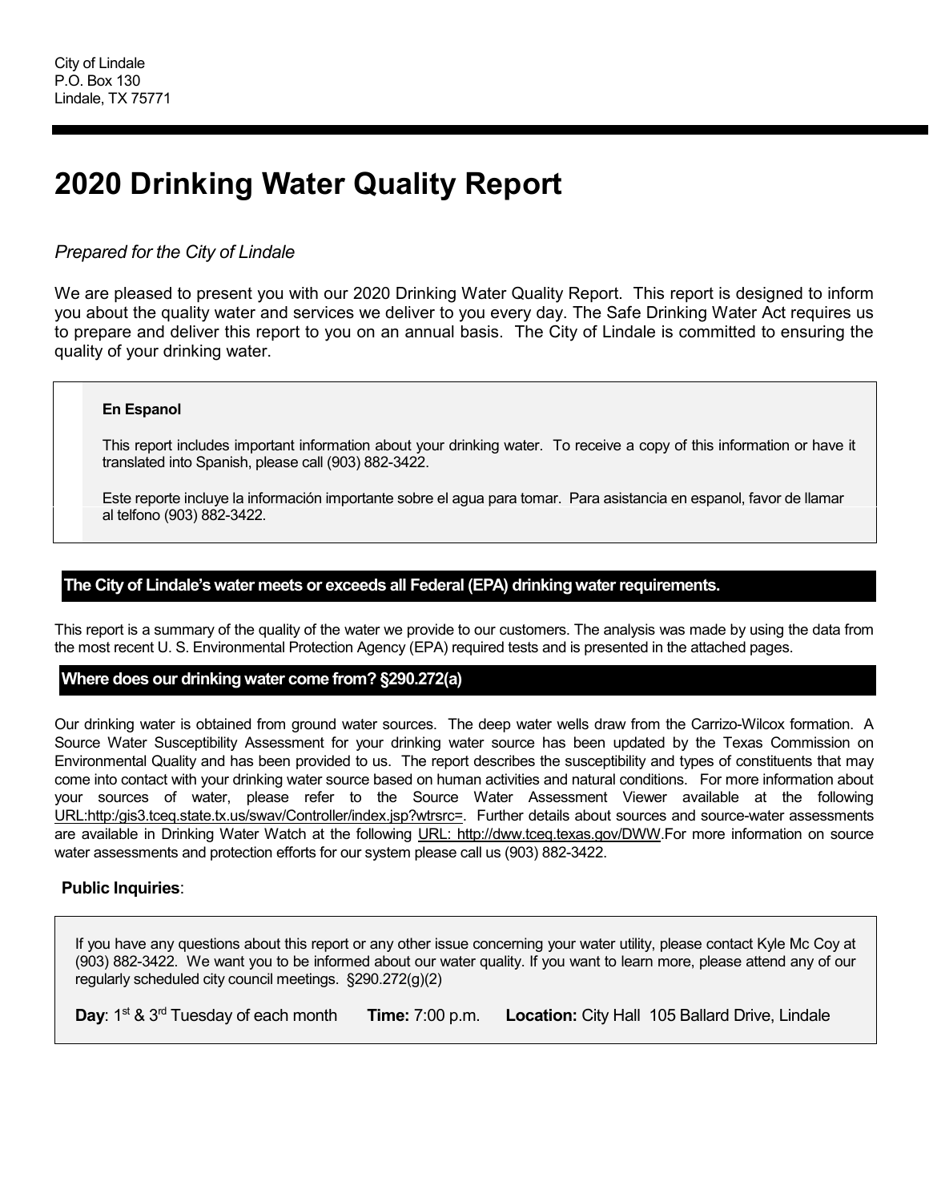City of Lindale
P.O. Box 130
Lindale, TX 75771

# 2020 Drinking Water Quality Report

*Prepared for the City of Lindale*

We are pleased to present you with our 2020 Drinking Water Quality Report. This report is designed to inform you about the quality water and services we deliver to you every day. The Safe Drinking Water Act requires us to prepare and deliver this report to you on an annual basis. The City of Lindale is committed to ensuring the quality of your drinking water.

**En Espanol**

This report includes important information about your drinking water. To receive a copy of this information or have it translated into Spanish, please call (903) 882-3422.

Este reporte incluye la información importante sobre el agua para tomar. Para asistancia en espanol, favor de llamar al telfono (903) 882-3422.

## The City of Lindale's water meets or exceeds all Federal (EPA) drinking water requirements.

This report is a summary of the quality of the water we provide to our customers. The analysis was made by using the data from the most recent U. S. Environmental Protection Agency (EPA) required tests and is presented in the attached pages.

## Where does our drinking water come from? §290.272(a)

Our drinking water is obtained from ground water sources. The deep water wells draw from the Carrizo-Wilcox formation. A Source Water Susceptibility Assessment for your drinking water source has been updated by the Texas Commission on Environmental Quality and has been provided to us. The report describes the susceptibility and types of constituents that may come into contact with your drinking water source based on human activities and natural conditions. For more information about your sources of water, please refer to the Source Water Assessment Viewer available at the following URL:http:/gis3.tceq.state.tx.us/swav/Controller/index.jsp?wtrsrc=. Further details about sources and source-water assessments are available in Drinking Water Watch at the following URL: http://dww.tceq.texas.gov/DWW.For more information on source water assessments and protection efforts for our system please call us (903) 882-3422.

**Public Inquiries**:

If you have any questions about this report or any other issue concerning your water utility, please contact Kyle Mc Coy at (903) 882-3422. We want you to be informed about our water quality. If you want to learn more, please attend any of our regularly scheduled city council meetings. §290.272(g)(2)

**Day**: 1st & 3rd Tuesday of each month **Time:** 7:00 p.m. **Location:** City Hall 105 Ballard Drive, Lindale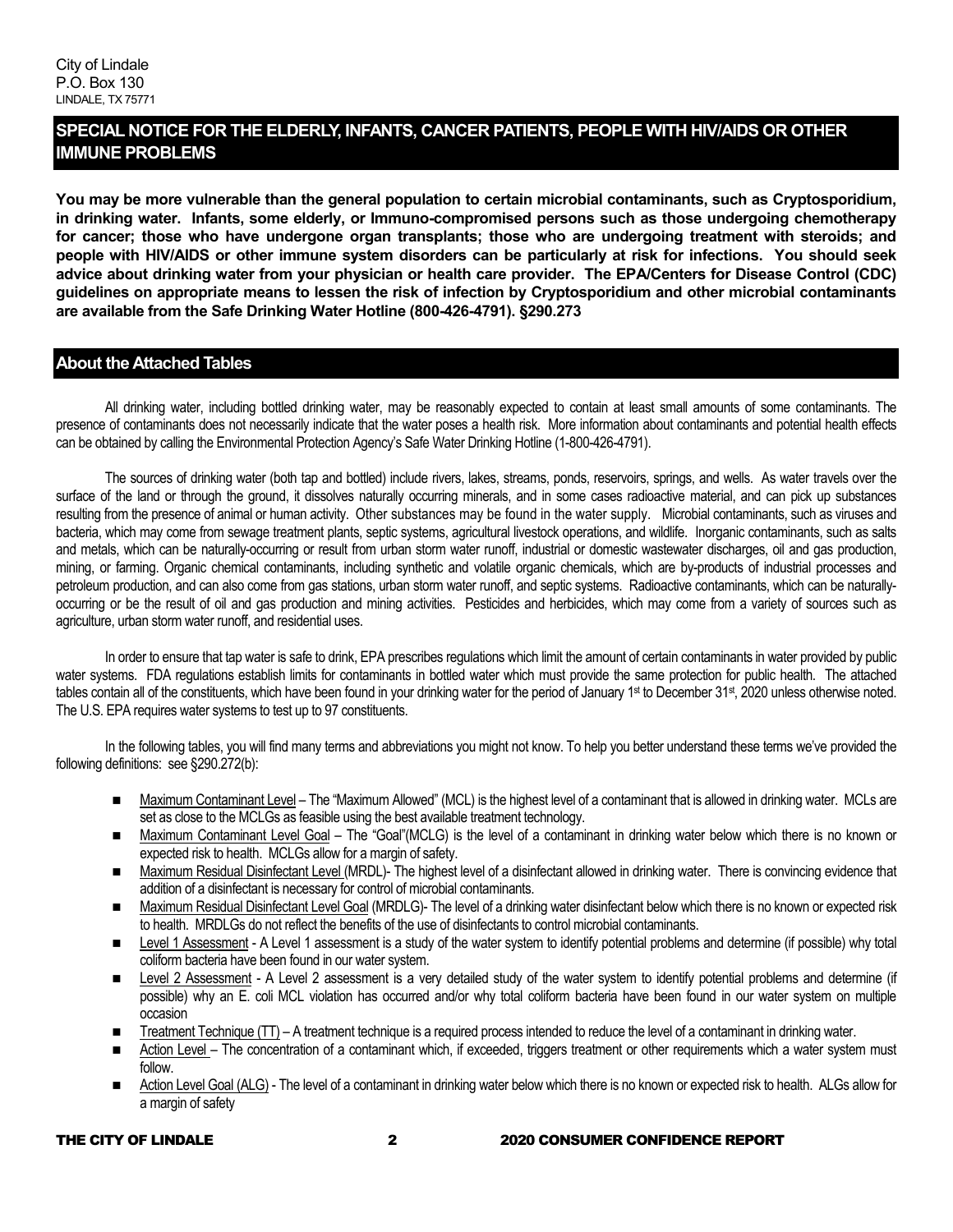City of Lindale
P.O. Box 130
LINDALE, TX 75771

## SPECIAL NOTICE FOR THE ELDERLY, INFANTS, CANCER PATIENTS, PEOPLE WITH HIV/AIDS OR OTHER IMMUNE PROBLEMS

**You may be more vulnerable than the general population to certain microbial contaminants, such as Cryptosporidium, in drinking water. Infants, some elderly, or Immuno-compromised persons such as those undergoing chemotherapy for cancer; those who have undergone organ transplants; those who are undergoing treatment with steroids; and people with HIV/AIDS or other immune system disorders can be particularly at risk for infections. You should seek advice about drinking water from your physician or health care provider. The EPA/Centers for Disease Control (CDC) guidelines on appropriate means to lessen the risk of infection by Cryptosporidium and other microbial contaminants are available from the Safe Drinking Water Hotline (800-426-4791). §290.273**

## About the Attached Tables

All drinking water, including bottled drinking water, may be reasonably expected to contain at least small amounts of some contaminants. The presence of contaminants does not necessarily indicate that the water poses a health risk. More information about contaminants and potential health effects can be obtained by calling the Environmental Protection Agency's Safe Water Drinking Hotline (1-800-426-4791).

The sources of drinking water (both tap and bottled) include rivers, lakes, streams, ponds, reservoirs, springs, and wells. As water travels over the surface of the land or through the ground, it dissolves naturally occurring minerals, and in some cases radioactive material, and can pick up substances resulting from the presence of animal or human activity. Other substances may be found in the water supply. Microbial contaminants, such as viruses and bacteria, which may come from sewage treatment plants, septic systems, agricultural livestock operations, and wildlife. Inorganic contaminants, such as salts and metals, which can be naturally-occurring or result from urban storm water runoff, industrial or domestic wastewater discharges, oil and gas production, mining, or farming. Organic chemical contaminants, including synthetic and volatile organic chemicals, which are by-products of industrial processes and petroleum production, and can also come from gas stations, urban storm water runoff, and septic systems. Radioactive contaminants, which can be naturally-occurring or be the result of oil and gas production and mining activities. Pesticides and herbicides, which may come from a variety of sources such as agriculture, urban storm water runoff, and residential uses.

In order to ensure that tap water is safe to drink, EPA prescribes regulations which limit the amount of certain contaminants in water provided by public water systems. FDA regulations establish limits for contaminants in bottled water which must provide the same protection for public health. The attached tables contain all of the constituents, which have been found in your drinking water for the period of January 1st to December 31st, 2020 unless otherwise noted. The U.S. EPA requires water systems to test up to 97 constituents.

In the following tables, you will find many terms and abbreviations you might not know. To help you better understand these terms we've provided the following definitions: see §290.272(b):

- Maximum Contaminant Level – The "Maximum Allowed" (MCL) is the highest level of a contaminant that is allowed in drinking water. MCLs are set as close to the MCLGs as feasible using the best available treatment technology.
- Maximum Contaminant Level Goal – The "Goal"(MCLG) is the level of a contaminant in drinking water below which there is no known or expected risk to health. MCLGs allow for a margin of safety.
- Maximum Residual Disinfectant Level (MRDL)- The highest level of a disinfectant allowed in drinking water. There is convincing evidence that addition of a disinfectant is necessary for control of microbial contaminants.
- Maximum Residual Disinfectant Level Goal (MRDLG)- The level of a drinking water disinfectant below which there is no known or expected risk to health. MRDLGs do not reflect the benefits of the use of disinfectants to control microbial contaminants.
- Level 1 Assessment - A Level 1 assessment is a study of the water system to identify potential problems and determine (if possible) why total coliform bacteria have been found in our water system.
- Level 2 Assessment - A Level 2 assessment is a very detailed study of the water system to identify potential problems and determine (if possible) why an E. coli MCL violation has occurred and/or why total coliform bacteria have been found in our water system on multiple occasion
- Treatment Technique (TT) – A treatment technique is a required process intended to reduce the level of a contaminant in drinking water.
- Action Level – The concentration of a contaminant which, if exceeded, triggers treatment or other requirements which a water system must follow.
- Action Level Goal (ALG) - The level of a contaminant in drinking water below which there is no known or expected risk to health. ALGs allow for a margin of safety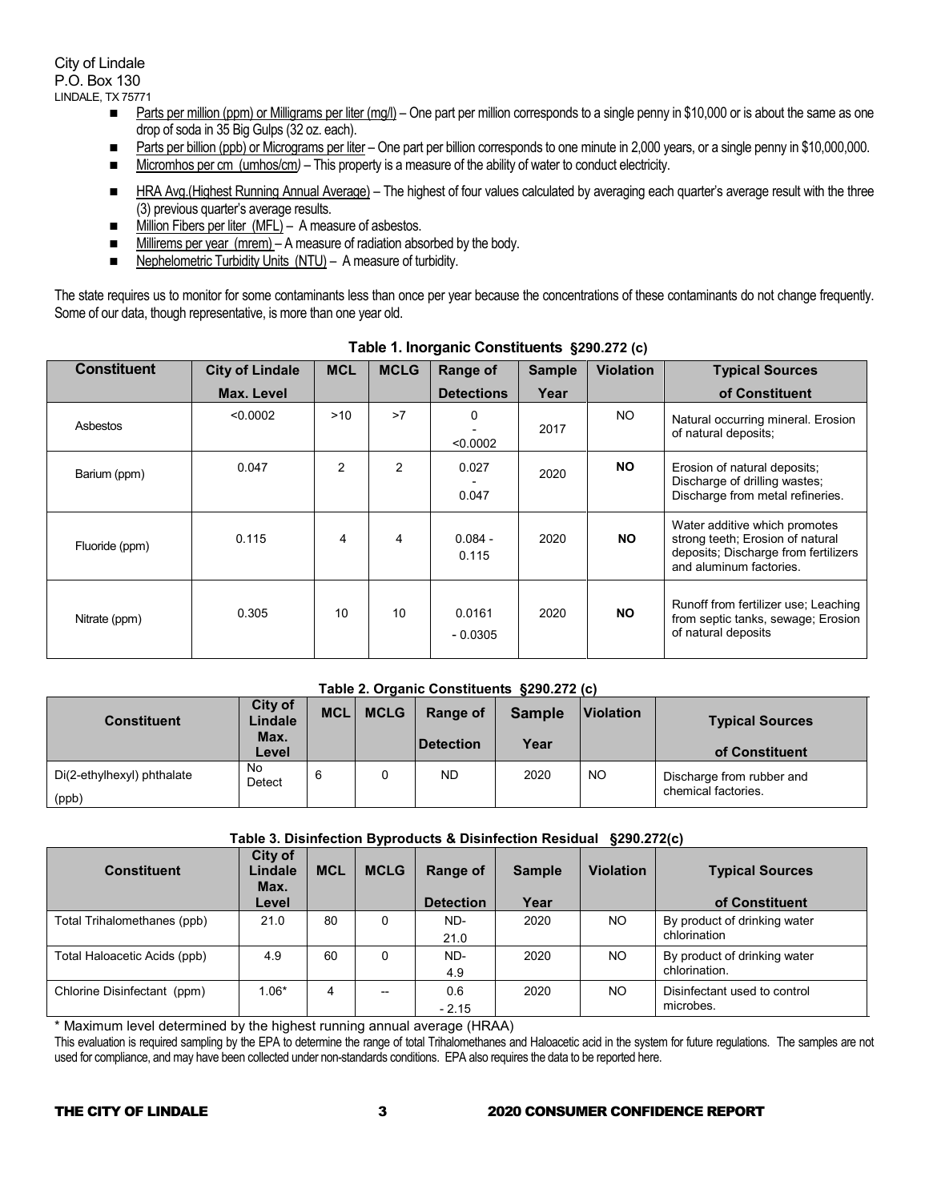City of Lindale
P.O. Box 130
LINDALE, TX 75771

- Parts per million (ppm) or Milligrams per liter (mg/l) – One part per million corresponds to a single penny in $10,000 or is about the same as one drop of soda in 35 Big Gulps (32 oz. each).
- Parts per billion (ppb) or Micrograms per liter – One part per billion corresponds to one minute in 2,000 years, or a single penny in $10,000,000.
- Micromhos per cm (umhos/cm) – This property is a measure of the ability of water to conduct electricity.
- HRA Avg.(Highest Running Annual Average) – The highest of four values calculated by averaging each quarter's average result with the three (3) previous quarter's average results.
- Million Fibers per liter (MFL) – A measure of asbestos.
- Millirems per year (mrem) – A measure of radiation absorbed by the body.
- Nephelometric Turbidity Units (NTU) – A measure of turbidity.

The state requires us to monitor for some contaminants less than once per year because the concentrations of these contaminants do not change frequently. Some of our data, though representative, is more than one year old.

**Table 1. Inorganic Constituents §290.272 (c)**

| Constituent | City of Lindale Max. Level | MCL | MCLG | Range of Detections | Sample Year | Violation | Typical Sources of Constituent |
|---|---|---|---|---|---|---|---|
| Asbestos | <0.0002 | >10 | >7 | 0 - <0.0002 | 2017 | NO | Natural occurring mineral. Erosion of natural deposits; |
| Barium (ppm) | 0.047 | 2 | 2 | 0.027 - 0.047 | 2020 | **NO** | Erosion of natural deposits; Discharge of drilling wastes; Discharge from metal refineries. |
| Fluoride (ppm) | 0.115 | 4 | 4 | 0.084 - 0.115 | 2020 | **NO** | Water additive which promotes strong teeth; Erosion of natural deposits; Discharge from fertilizers and aluminum factories. |
| Nitrate (ppm) | 0.305 | 10 | 10 | 0.0161 - 0.0305 | 2020 | **NO** | Runoff from fertilizer use; Leaching from septic tanks, sewage; Erosion of natural deposits |

**Table 2. Organic Constituents §290.272 (c)**

| Constituent | City of Lindale Max. Level | MCL | MCLG | Range of Detection | Sample Year | Violation | Typical Sources of Constituent |
|---|---|---|---|---|---|---|---|
| Di(2-ethylhexyl) phthalate (ppb) | No Detect | 6 | 0 | ND | 2020 | NO | Discharge from rubber and chemical factories. |

**Table 3. Disinfection Byproducts & Disinfection Residual §290.272(c)**

| Constituent | City of Lindale Max. Level | MCL | MCLG | Range of Detection | Sample Year | Violation | Typical Sources of Constituent |
|---|---|---|---|---|---|---|---|
| Total Trihalomethanes (ppb) | 21.0 | 80 | 0 | ND-21.0 | 2020 | NO | By product of drinking water chlorination |
| Total Haloacetic Acids (ppb) | 4.9 | 60 | 0 | ND-4.9 | 2020 | NO | By product of drinking water chlorination. |
| Chlorine Disinfectant (ppm) | 1.06* | 4 | -- | 0.6 - 2.15 | 2020 | NO | Disinfectant used to control microbes. |

\* Maximum level determined by the highest running annual average (HRAA)

This evaluation is required sampling by the EPA to determine the range of total Trihalomethanes and Haloacetic acid in the system for future regulations. The samples are not used for compliance, and may have been collected under non-standards conditions. EPA also requires the data to be reported here.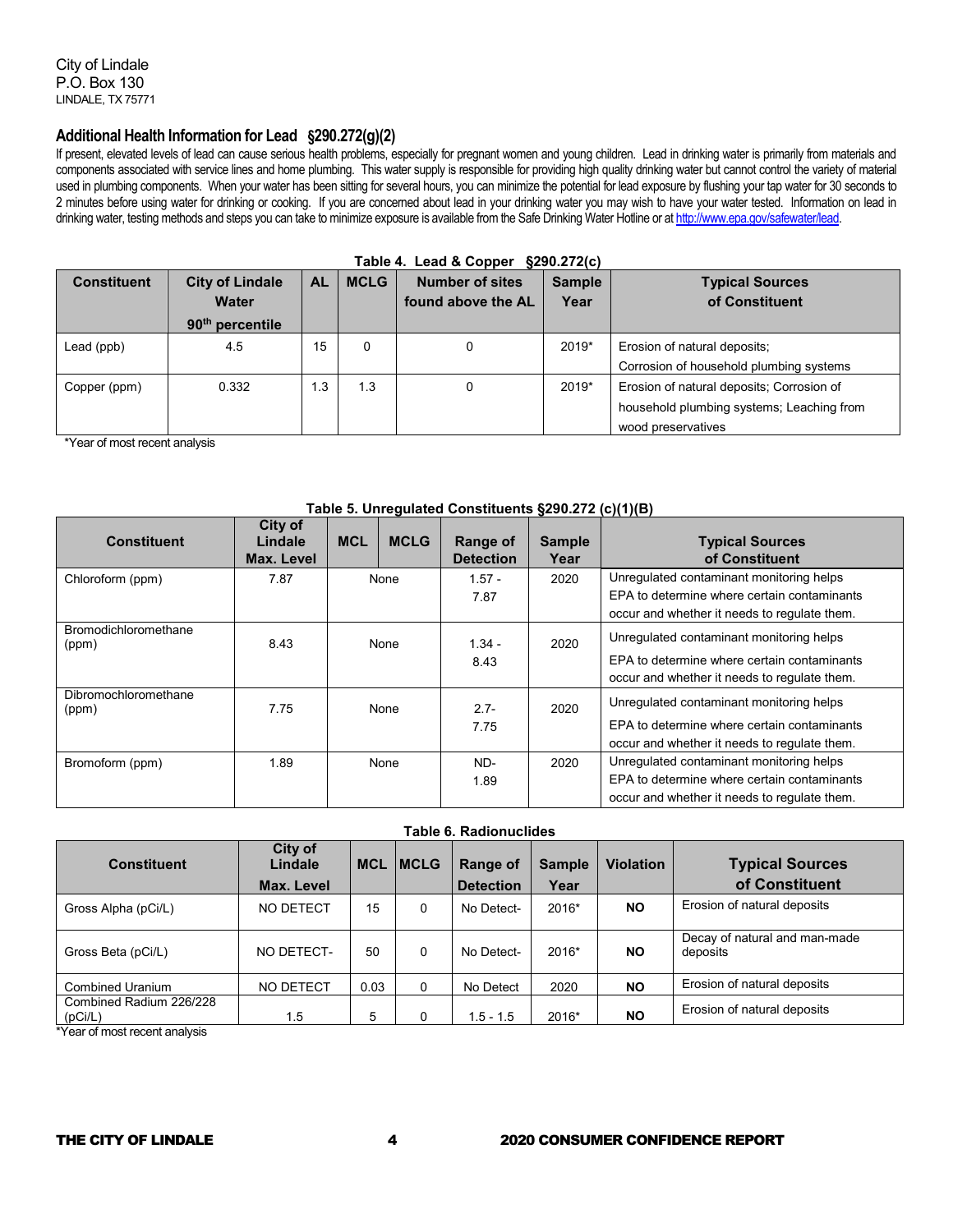City of Lindale
P.O. Box 130
LINDALE, TX 75771

## Additional Health Information for Lead §290.272(g)(2)

If present, elevated levels of lead can cause serious health problems, especially for pregnant women and young children. Lead in drinking water is primarily from materials and components associated with service lines and home plumbing. This water supply is responsible for providing high quality drinking water but cannot control the variety of material used in plumbing components. When your water has been sitting for several hours, you can minimize the potential for lead exposure by flushing your tap water for 30 seconds to 2 minutes before using water for drinking or cooking. If you are concerned about lead in your drinking water you may wish to have your water tested. Information on lead in drinking water, testing methods and steps you can take to minimize exposure is available from the Safe Drinking Water Hotline or at http://www.epa.gov/safewater/lead.

**Table 4. Lead & Copper §290.272(c)**

| Constituent | City of Lindale Water 90th percentile | AL | MCLG | Number of sites found above the AL | Sample Year | Typical Sources of Constituent |
|---|---|---|---|---|---|---|
| Lead (ppb) | 4.5 | 15 | 0 | 0 | 2019* | Erosion of natural deposits; Corrosion of household plumbing systems |
| Copper (ppm) | 0.332 | 1.3 | 1.3 | 0 | 2019* | Erosion of natural deposits; Corrosion of household plumbing systems; Leaching from wood preservatives |

*Year of most recent analysis

**Table 5. Unregulated Constituents §290.272 (c)(1)(B)**

| Constituent | City of Lindale Max. Level | MCL | MCLG | Range of Detection | Sample Year | Typical Sources of Constituent |
|---|---|---|---|---|---|---|
| Chloroform (ppm) | 7.87 | None | | 1.57 - 7.87 | 2020 | Unregulated contaminant monitoring helps EPA to determine where certain contaminants occur and whether it needs to regulate them. |
| Bromodichloromethane (ppm) | 8.43 | None | | 1.34 - 8.43 | 2020 | Unregulated contaminant monitoring helps EPA to determine where certain contaminants occur and whether it needs to regulate them. |
| Dibromochloromethane (ppm) | 7.75 | None | | 2.7- 7.75 | 2020 | Unregulated contaminant monitoring helps EPA to determine where certain contaminants occur and whether it needs to regulate them. |
| Bromoform (ppm) | 1.89 | None | | ND- 1.89 | 2020 | Unregulated contaminant monitoring helps EPA to determine where certain contaminants occur and whether it needs to regulate them. |

**Table 6. Radionuclides**

| Constituent | City of Lindale Max. Level | MCL | MCLG | Range of Detection | Sample Year | Violation | Typical Sources of Constituent |
|---|---|---|---|---|---|---|---|
| Gross Alpha (pCi/L) | NO DETECT | 15 | 0 | No Detect- | 2016* | **NO** | Erosion of natural deposits |
| Gross Beta (pCi/L) | NO DETECT- | 50 | 0 | No Detect- | 2016* | **NO** | Decay of natural and man-made deposits |
| Combined Uranium | NO DETECT | 0.03 | 0 | No Detect | 2020 | **NO** | Erosion of natural deposits |
| Combined Radium 226/228 (pCi/L) | 1.5 | 5 | 0 | 1.5 - 1.5 | 2016* | **NO** | Erosion of natural deposits |

*Year of most recent analysis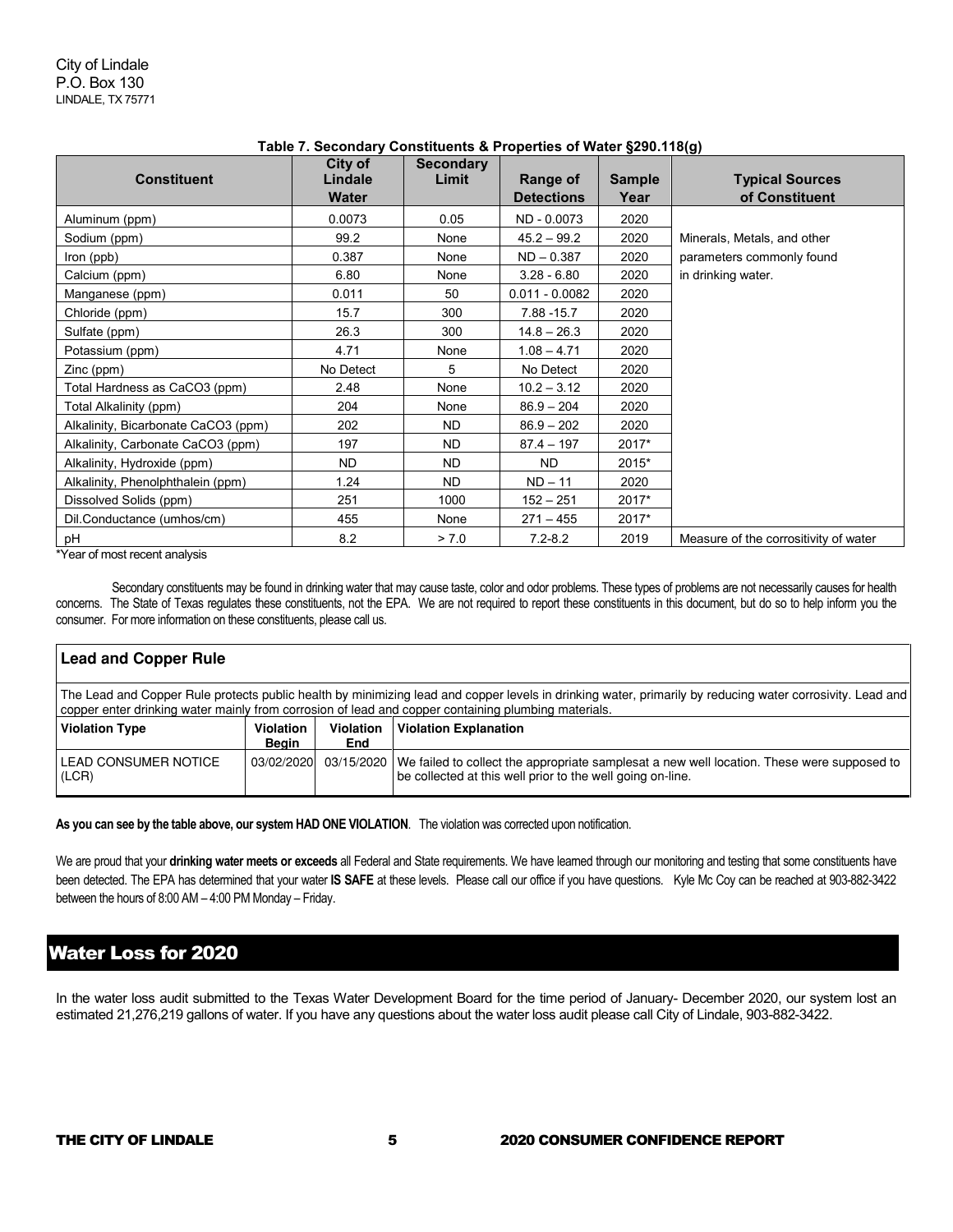City of Lindale
P.O. Box 130
LINDALE, TX 75771

**Table 7. Secondary Constituents & Properties of Water §290.118(g)**

| Constituent | City of Lindale Water | Secondary Limit | Range of Detections | Sample Year | Typical Sources of Constituent |
|---|---|---|---|---|---|
| Aluminum (ppm) | 0.0073 | 0.05 | ND - 0.0073 | 2020 | Minerals, Metals, and other parameters commonly found in drinking water. |
| Sodium (ppm) | 99.2 | None | 45.2 – 99.2 | 2020 | |
| Iron (ppb) | 0.387 | None | ND – 0.387 | 2020 | |
| Calcium (ppm) | 6.80 | None | 3.28 - 6.80 | 2020 | |
| Manganese (ppm) | 0.011 | 50 | 0.011 - 0.0082 | 2020 | |
| Chloride (ppm) | 15.7 | 300 | 7.88 -15.7 | 2020 | |
| Sulfate (ppm) | 26.3 | 300 | 14.8 – 26.3 | 2020 | |
| Potassium (ppm) | 4.71 | None | 1.08 – 4.71 | 2020 | |
| Zinc (ppm) | No Detect | 5 | No Detect | 2020 | |
| Total Hardness as CaCO3 (ppm) | 2.48 | None | 10.2 – 3.12 | 2020 | |
| Total Alkalinity (ppm) | 204 | None | 86.9 – 204 | 2020 | |
| Alkalinity, Bicarbonate CaCO3 (ppm) | 202 | ND | 86.9 – 202 | 2020 | |
| Alkalinity, Carbonate CaCO3 (ppm) | 197 | ND | 87.4 – 197 | 2017* | |
| Alkalinity, Hydroxide (ppm) | ND | ND | ND | 2015* | |
| Alkalinity, Phenolphthalein (ppm) | 1.24 | ND | ND – 11 | 2020 | |
| Dissolved Solids (ppm) | 251 | 1000 | 152 – 251 | 2017* | |
| Dil.Conductance (umhos/cm) | 455 | None | 271 – 455 | 2017* | |
| pH | 8.2 | > 7.0 | 7.2-8.2 | 2019 | Measure of the corrositivity of water |

*Year of most recent analysis

Secondary constituents may be found in drinking water that may cause taste, color and odor problems. These types of problems are not necessarily causes for health concerns. The State of Texas regulates these constituents, not the EPA. We are not required to report these constituents in this document, but do so to help inform you the consumer. For more information on these constituents, please call us.

**Lead and Copper Rule**

The Lead and Copper Rule protects public health by minimizing lead and copper levels in drinking water, primarily by reducing water corrosivity. Lead and copper enter drinking water mainly from corrosion of lead and copper containing plumbing materials.

| Violation Type | Violation Begin | Violation End | Violation Explanation |
|---|---|---|---|
| LEAD CONSUMER NOTICE (LCR) | 03/02/2020 | 03/15/2020 | We failed to collect the appropriate samplesat a new well location. These were supposed to be collected at this well prior to the well going on-line. |

**As you can see by the table above, our system HAD ONE VIOLATION**. The violation was corrected upon notification.

We are proud that your **drinking water meets or exceeds** all Federal and State requirements. We have learned through our monitoring and testing that some constituents have been detected. The EPA has determined that your water **IS SAFE** at these levels. Please call our office if you have questions. Kyle Mc Coy can be reached at 903-882-3422 between the hours of 8:00 AM – 4:00 PM Monday – Friday.

## Water Loss for 2020

In the water loss audit submitted to the Texas Water Development Board for the time period of January- December 2020, our system lost an estimated 21,276,219 gallons of water. If you have any questions about the water loss audit please call City of Lindale, 903-882-3422.